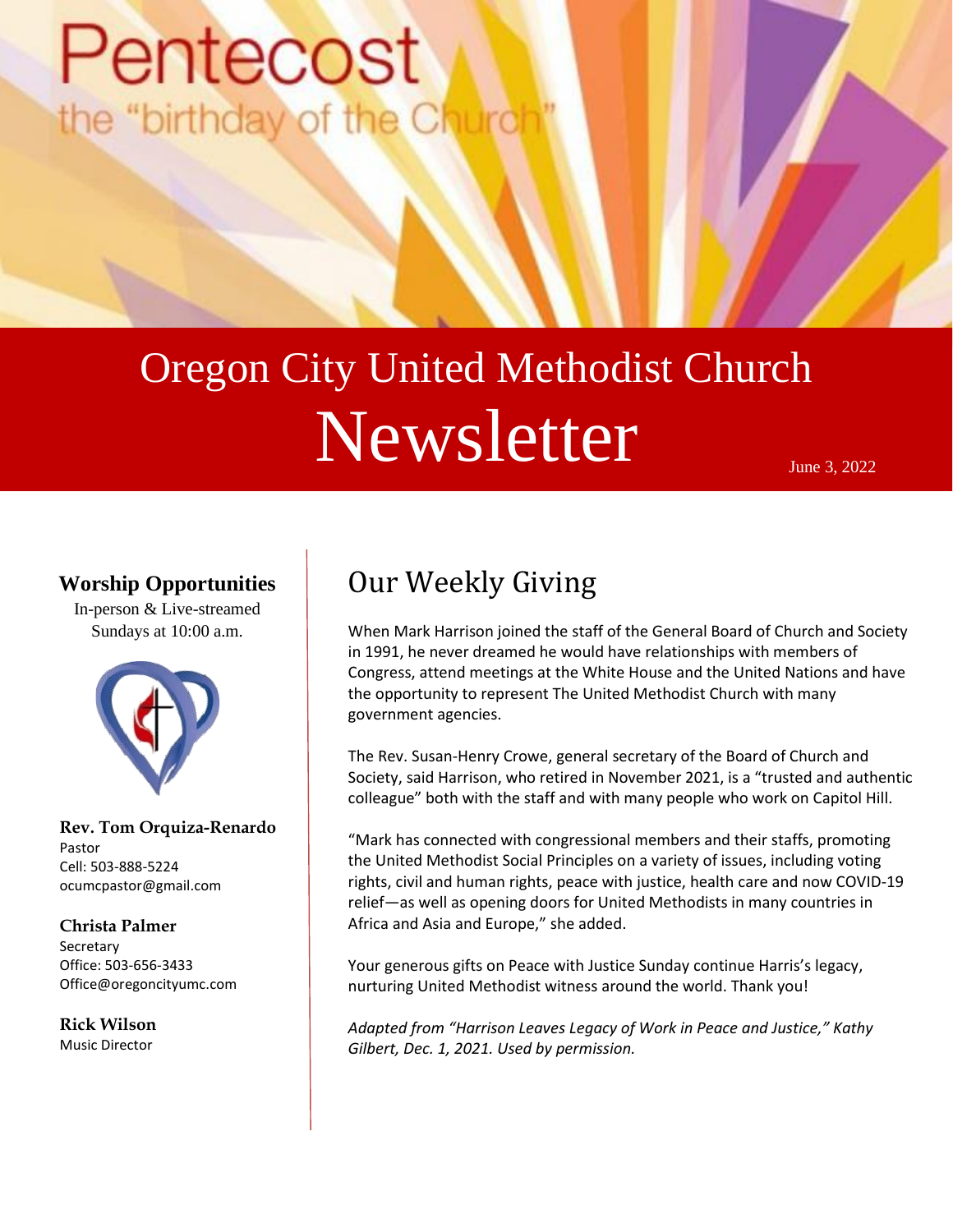# Pentecost

the "birthday of the Church"

# Oregon City United Methodist Church Newsletter

June 3, 2022

### Worship Opportunities

In-person & Live-streamed
Sundays at 10:00 a.m.

**Rev. Tom Orquiza-Renardo**
Pastor
Cell: 503-888-5224
ocumcpastor@gmail.com

**Christa Palmer**
Secretary
Office: 503-656-3433
Office@oregoncityumc.com

**Rick Wilson**
Music Director

## Our Weekly Giving

When Mark Harrison joined the staff of the General Board of Church and Society in 1991, he never dreamed he would have relationships with members of Congress, attend meetings at the White House and the United Nations and have the opportunity to represent The United Methodist Church with many government agencies.

The Rev. Susan-Henry Crowe, general secretary of the Board of Church and Society, said Harrison, who retired in November 2021, is a "trusted and authentic colleague" both with the staff and with many people who work on Capitol Hill.

"Mark has connected with congressional members and their staffs, promoting the United Methodist Social Principles on a variety of issues, including voting rights, civil and human rights, peace with justice, health care and now COVID-19 relief—as well as opening doors for United Methodists in many countries in Africa and Asia and Europe," she added.

Your generous gifts on Peace with Justice Sunday continue Harris's legacy, nurturing United Methodist witness around the world. Thank you!

*Adapted from "Harrison Leaves Legacy of Work in Peace and Justice," Kathy Gilbert, Dec. 1, 2021. Used by permission.*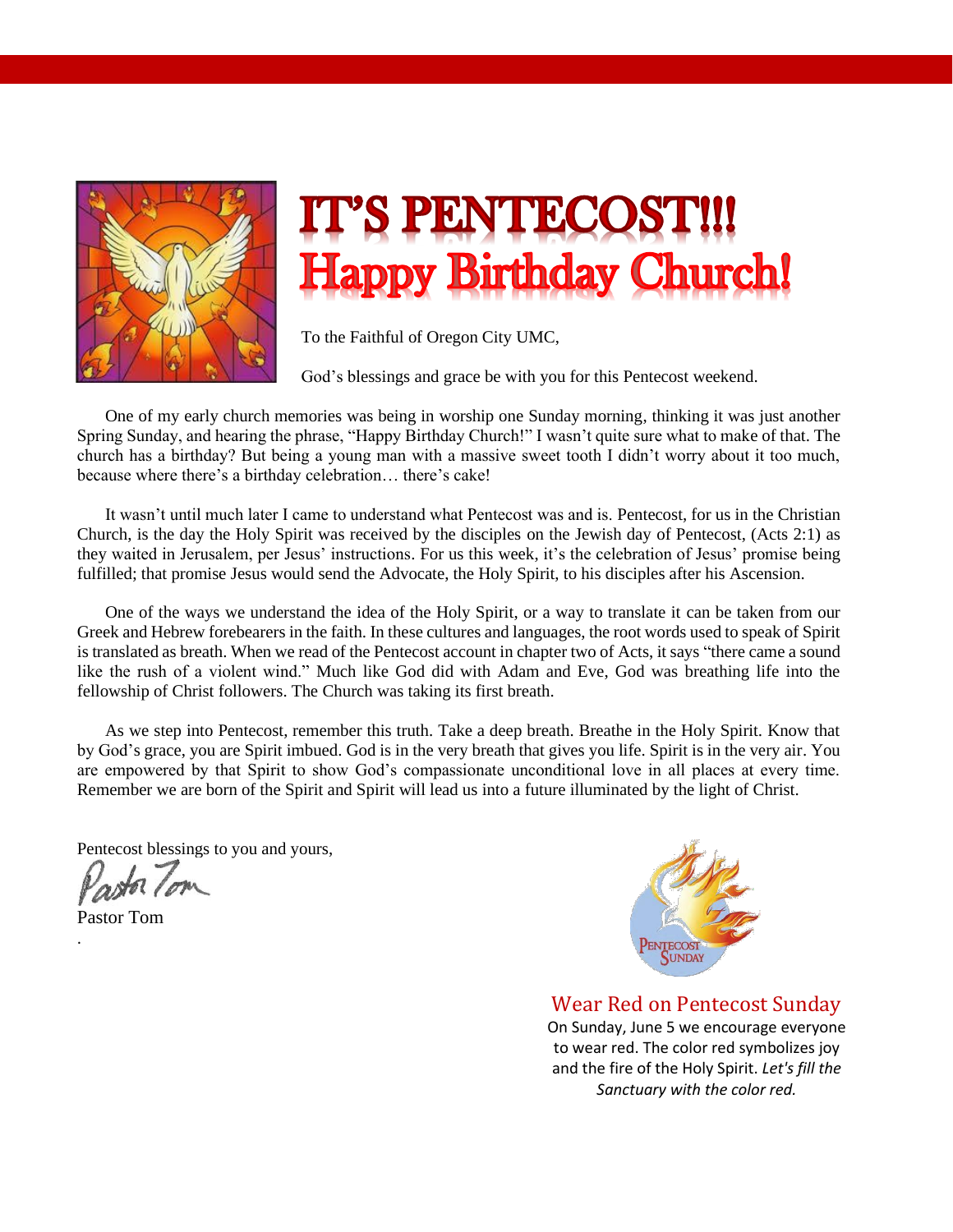# IT'S PENTECOST!!!
# Happy Birthday Church!

To the Faithful of Oregon City UMC,

God's blessings and grace be with you for this Pentecost weekend.

One of my early church memories was being in worship one Sunday morning, thinking it was just another Spring Sunday, and hearing the phrase, "Happy Birthday Church!" I wasn't quite sure what to make of that. The church has a birthday? But being a young man with a massive sweet tooth I didn't worry about it too much, because where there's a birthday celebration… there's cake!

It wasn't until much later I came to understand what Pentecost was and is. Pentecost, for us in the Christian Church, is the day the Holy Spirit was received by the disciples on the Jewish day of Pentecost, (Acts 2:1) as they waited in Jerusalem, per Jesus' instructions. For us this week, it's the celebration of Jesus' promise being fulfilled; that promise Jesus would send the Advocate, the Holy Spirit, to his disciples after his Ascension.

One of the ways we understand the idea of the Holy Spirit, or a way to translate it can be taken from our Greek and Hebrew forebearers in the faith. In these cultures and languages, the root words used to speak of Spirit is translated as breath. When we read of the Pentecost account in chapter two of Acts, it says "there came a sound like the rush of a violent wind." Much like God did with Adam and Eve, God was breathing life into the fellowship of Christ followers. The Church was taking its first breath.

As we step into Pentecost, remember this truth. Take a deep breath. Breathe in the Holy Spirit. Know that by God's grace, you are Spirit imbued. God is in the very breath that gives you life. Spirit is in the very air. You are empowered by that Spirit to show God's compassionate unconditional love in all places at every time. Remember we are born of the Spirit and Spirit will lead us into a future illuminated by the light of Christ.

Pentecost blessings to you and yours,

*Pastor Tom*

Pastor Tom

## Wear Red on Pentecost Sunday

On Sunday, June 5 we encourage everyone to wear red. The color red symbolizes joy and the fire of the Holy Spirit. *Let's fill the Sanctuary with the color red.*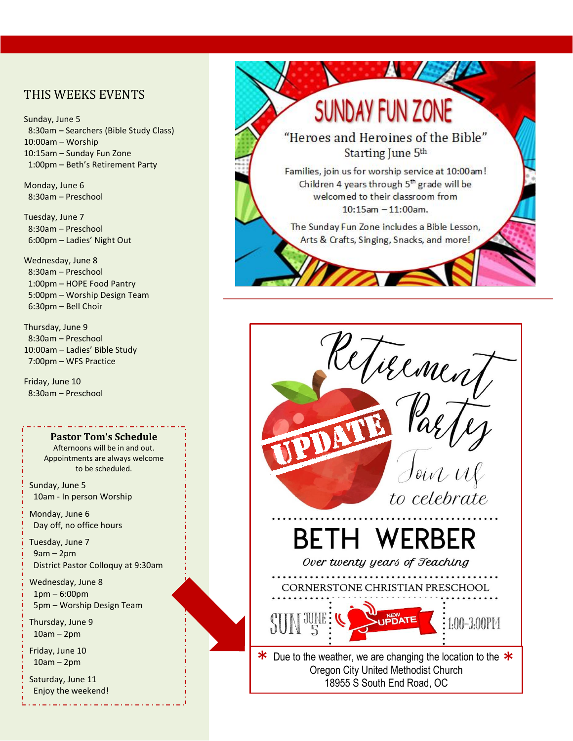## THIS WEEKS EVENTS

Sunday, June 5
8:30am – Searchers (Bible Study Class)
10:00am – Worship
10:15am – Sunday Fun Zone
1:00pm – Beth's Retirement Party

Monday, June 6
8:30am – Preschool

Tuesday, June 7
8:30am – Preschool
6:00pm – Ladies' Night Out

Wednesday, June 8
8:30am – Preschool
1:00pm – HOPE Food Pantry
5:00pm – Worship Design Team
6:30pm – Bell Choir

Thursday, June 9
8:30am – Preschool
10:00am – Ladies' Bible Study
7:00pm – WFS Practice

Friday, June 10
8:30am – Preschool

### Pastor Tom's Schedule

Afternoons will be in and out.
Appointments are always welcome to be scheduled.

Sunday, June 5
10am - In person Worship

Monday, June 6
Day off, no office hours

Tuesday, June 7
9am – 2pm
District Pastor Colloquy at 9:30am

Wednesday, June 8
1pm – 6:00pm
5pm – Worship Design Team

Thursday, June 9
10am – 2pm

Friday, June 10
10am – 2pm

Saturday, June 11
Enjoy the weekend!

## SUNDAY FUN ZONE

"Heroes and Heroines of the Bible"
Starting June 5th

Families, join us for worship service at 10:00am! Children 4 years through 5th grade will be welcomed to their classroom from 10:15am – 11:00am.

The Sunday Fun Zone includes a Bible Lesson, Arts & Crafts, Singing, Snacks, and more!

---

## Retirement Party

UPDATE

Join us to celebrate

## BETH WERBER

*Over twenty years of Teaching*

CORNERSTONE CHRISTIAN PRESCHOOL

SUN JUNE 5 | NEW UPDATE | 1:00-3:00PM

* Due to the weather, we are changing the location to the *
Oregon City United Methodist Church
18955 S South End Road, OC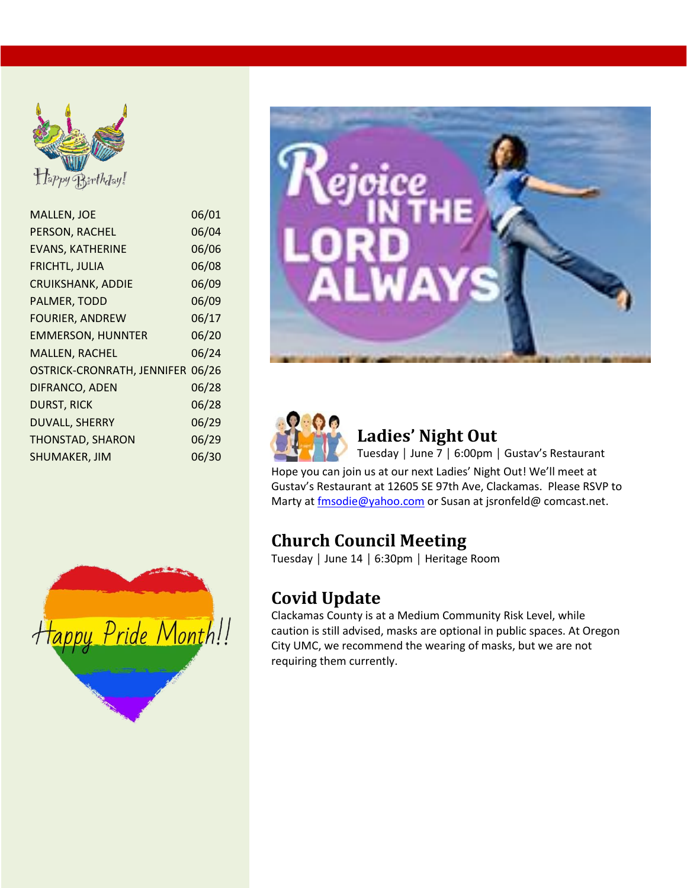Happy Birthday!

| | |
|---|---|
| MALLEN, JOE | 06/01 |
| PERSON, RACHEL | 06/04 |
| EVANS, KATHERINE | 06/06 |
| FRICHTL, JULIA | 06/08 |
| CRUIKSHANK, ADDIE | 06/09 |
| PALMER, TODD | 06/09 |
| FOURIER, ANDREW | 06/17 |
| EMMERSON, HUNNTER | 06/20 |
| MALLEN, RACHEL | 06/24 |
| OSTRICK-CRONRATH, JENNIFER | 06/26 |
| DIFRANCO, ADEN | 06/28 |
| DURST, RICK | 06/28 |
| DUVALL, SHERRY | 06/29 |
| THONSTAD, SHARON | 06/29 |
| SHUMAKER, JIM | 06/30 |

Happy Pride Month!!

Rejoice IN THE LORD ALWAYS

## Ladies' Night Out

Tuesday | June 7 | 6:00pm | Gustav's Restaurant

Hope you can join us at our next Ladies' Night Out! We'll meet at Gustav's Restaurant at 12605 SE 97th Ave, Clackamas. Please RSVP to Marty at fmsodie@yahoo.com or Susan at jsronfeld@ comcast.net.

## Church Council Meeting

Tuesday | June 14 | 6:30pm | Heritage Room

## Covid Update

Clackamas County is at a Medium Community Risk Level, while caution is still advised, masks are optional in public spaces. At Oregon City UMC, we recommend the wearing of masks, but we are not requiring them currently.